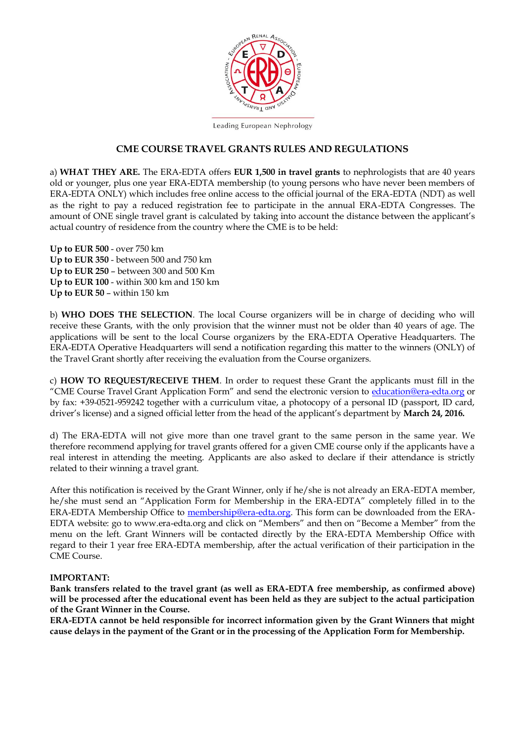Leading European Nephrology

# CME COURSE TRAVEL GRANTS RULES AND REGULATIONS

a) **WHAT THEY ARE.** The ERA-EDTA offers **EUR 1,500 in travel grants** to nephrologists that are 40 years old or younger, plus one year ERA-EDTA membership (to young persons who have never been members of ERA-EDTA ONLY) which includes free online access to the official journal of the ERA-EDTA (NDT) as well as the right to pay a reduced registration fee to participate in the annual ERA-EDTA Congresses. The amount of ONE single travel grant is calculated by taking into account the distance between the applicant's actual country of residence from the country where the CME is to be held:

**Up to EUR 500** - over 750 km
**Up to EUR 350** - between 500 and 750 km
**Up to EUR 250** – between 300 and 500 Km
**Up to EUR 100** - within 300 km and 150 km
**Up to EUR 50** – within 150 km

b) **WHO DOES THE SELECTION**. The local Course organizers will be in charge of deciding who will receive these Grants, with the only provision that the winner must not be older than 40 years of age. The applications will be sent to the local Course organizers by the ERA-EDTA Operative Headquarters. The ERA-EDTA Operative Headquarters will send a notification regarding this matter to the winners (ONLY) of the Travel Grant shortly after receiving the evaluation from the Course organizers.

c) **HOW TO REQUEST/RECEIVE THEM**. In order to request these Grant the applicants must fill in the "CME Course Travel Grant Application Form" and send the electronic version to education@era-edta.org or by fax: +39-0521-959242 together with a curriculum vitae, a photocopy of a personal ID (passport, ID card, driver's license) and a signed official letter from the head of the applicant's department by **March 24, 2016.**

d) The ERA-EDTA will not give more than one travel grant to the same person in the same year. We therefore recommend applying for travel grants offered for a given CME course only if the applicants have a real interest in attending the meeting. Applicants are also asked to declare if their attendance is strictly related to their winning a travel grant.

After this notification is received by the Grant Winner, only if he/she is not already an ERA-EDTA member, he/she must send an "Application Form for Membership in the ERA-EDTA" completely filled in to the ERA-EDTA Membership Office to membership@era-edta.org. This form can be downloaded from the ERA-EDTA website: go to www.era-edta.org and click on "Members" and then on "Become a Member" from the menu on the left. Grant Winners will be contacted directly by the ERA-EDTA Membership Office with regard to their 1 year free ERA-EDTA membership, after the actual verification of their participation in the CME Course.

**IMPORTANT:**

**Bank transfers related to the travel grant (as well as ERA-EDTA free membership, as confirmed above) will be processed after the educational event has been held as they are subject to the actual participation of the Grant Winner in the Course.**

**ERA-EDTA cannot be held responsible for incorrect information given by the Grant Winners that might cause delays in the payment of the Grant or in the processing of the Application Form for Membership.**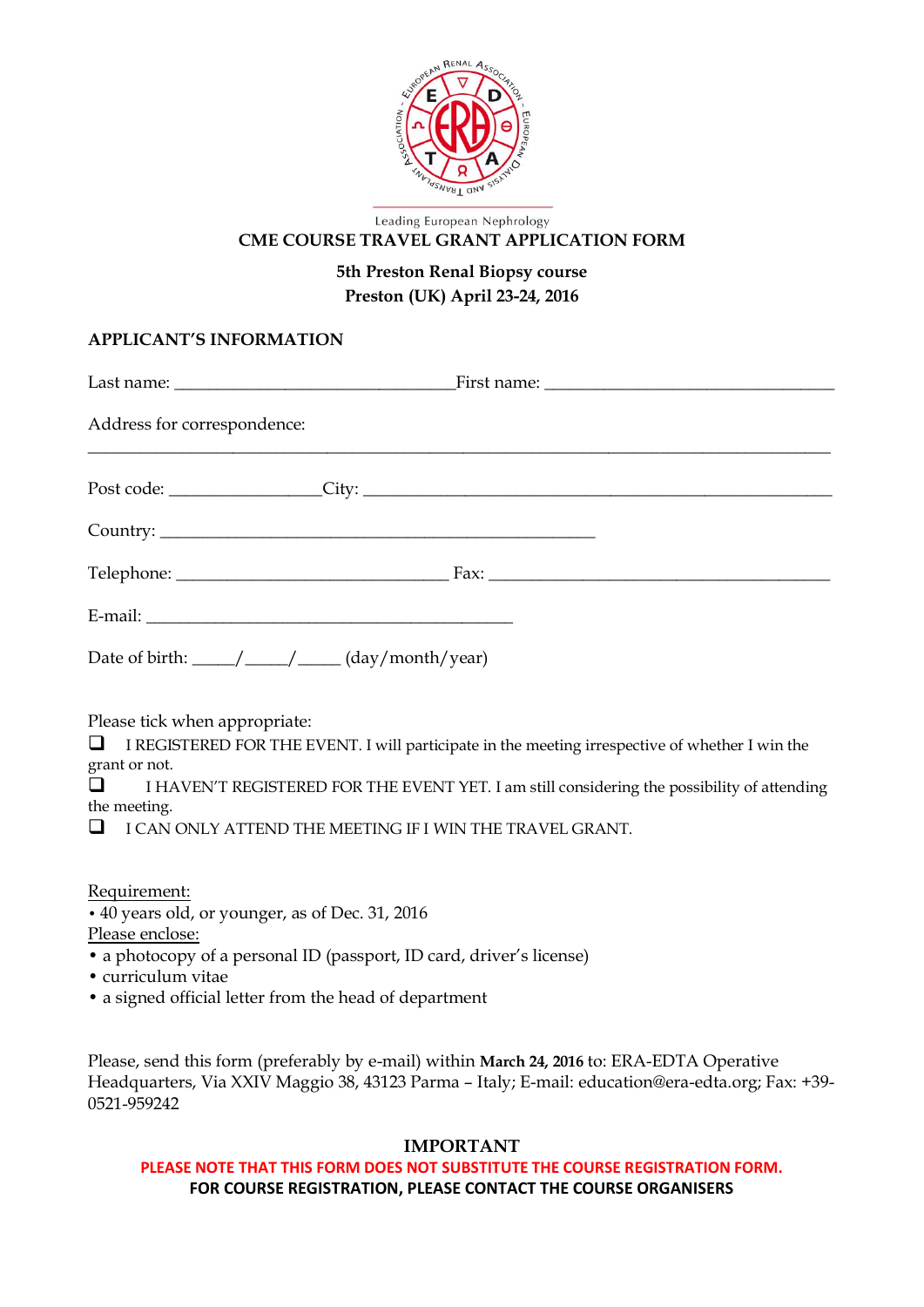Leading European Nephrology

# CME COURSE TRAVEL GRANT APPLICATION FORM

**5th Preston Renal Biopsy course**
**Preston (UK) April 23-24, 2016**

## APPLICANT'S INFORMATION

Last name: ______________________________ First name: ______________________________

Address for correspondence:

________________________________________________________________________________

Post code: _______________ City: ______________________________________________

Country: ____________________________________________

Telephone: ____________________________ Fax: ____________________________________

E-mail: ______________________________________

Date of birth: _____/_____/_____ (day/month/year)

Please tick when appropriate:

- ❑ I REGISTERED FOR THE EVENT. I will participate in the meeting irrespective of whether I win the grant or not.
- ❑ I HAVEN'T REGISTERED FOR THE EVENT YET. I am still considering the possibility of attending the meeting.
- ❑ I CAN ONLY ATTEND THE MEETING IF I WIN THE TRAVEL GRANT.

Requirement:

- 40 years old, or younger, as of Dec. 31, 2016

Please enclose:

- a photocopy of a personal ID (passport, ID card, driver's license)
- curriculum vitae
- a signed official letter from the head of department

Please, send this form (preferably by e-mail) within **March 24, 2016** to: ERA-EDTA Operative Headquarters, Via XXIV Maggio 38, 43123 Parma – Italy; E-mail: education@era-edta.org; Fax: +39-0521-959242

## IMPORTANT

**PLEASE NOTE THAT THIS FORM DOES NOT SUBSTITUTE THE COURSE REGISTRATION FORM.**
**FOR COURSE REGISTRATION, PLEASE CONTACT THE COURSE ORGANISERS**